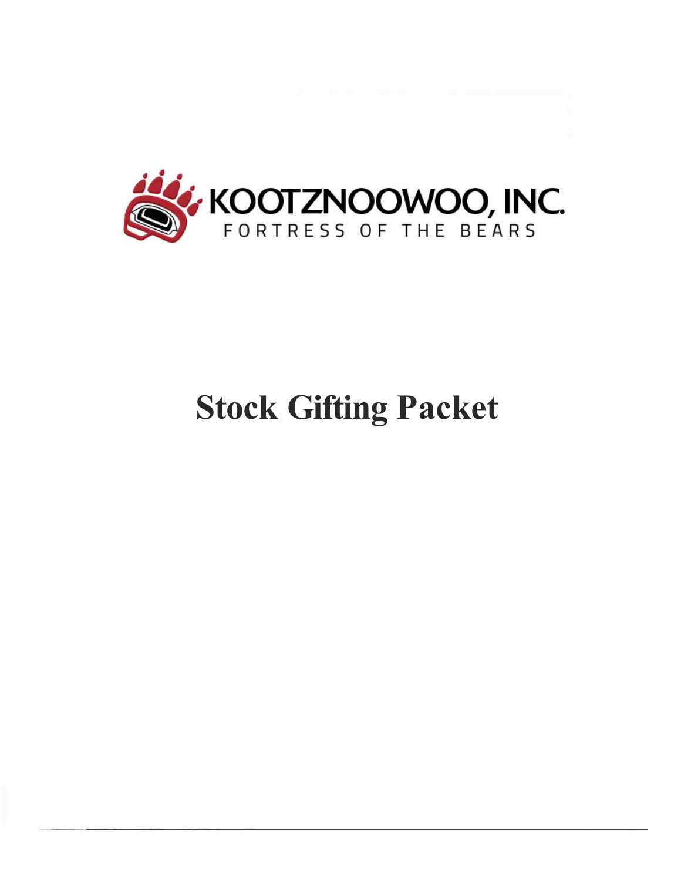KOOTZNOOWOO, INC.

FORTRESS OF THE BEARS

# Stock Gifting Packet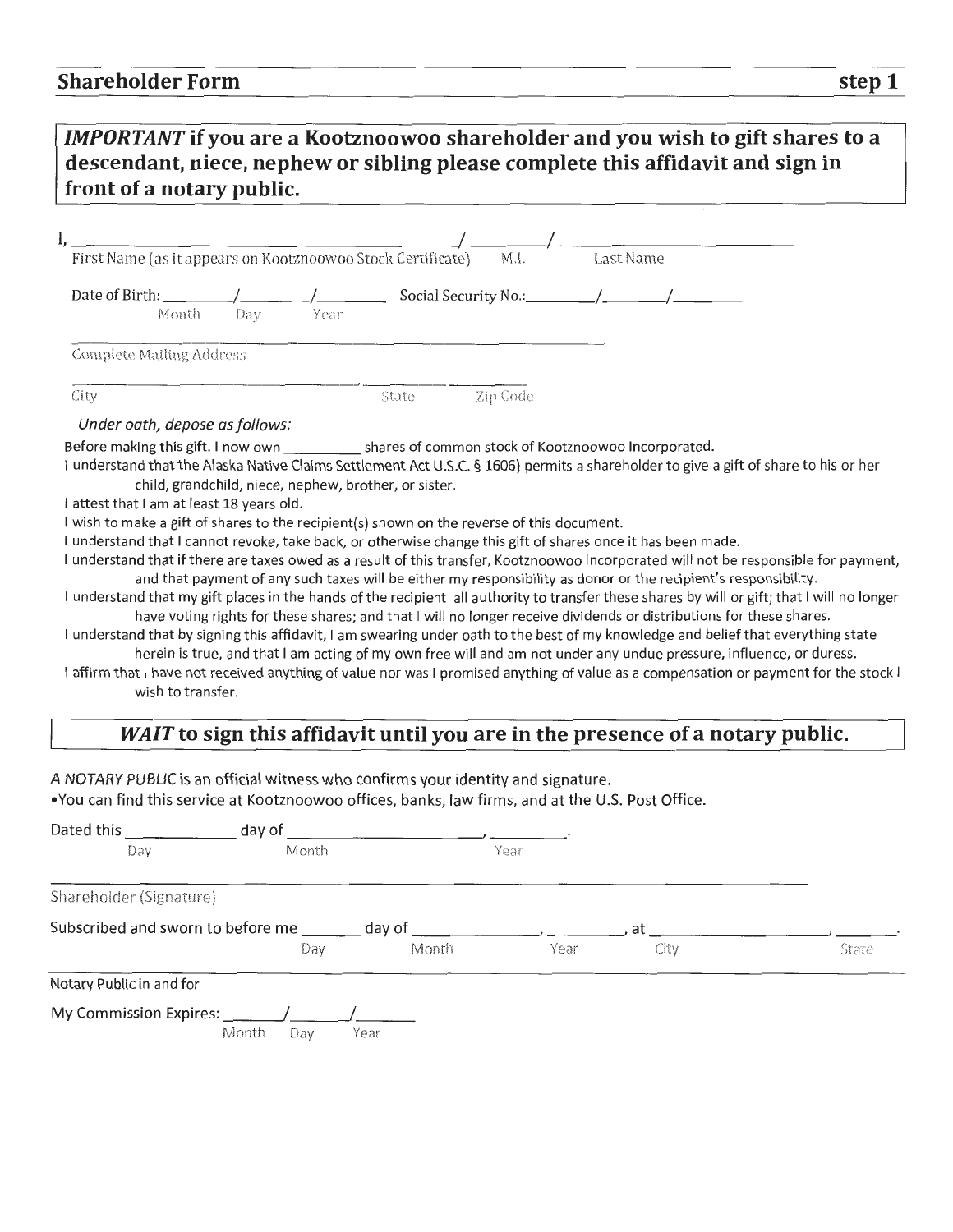## Shareholder Form step 1

***IMPORTANT* if you are a Kootznoowoo shareholder and you wish to gift shares to a descendant, niece, nephew or sibling please complete this affidavit and sign in front of a notary public.**

I, ________________________________ / ________ / ________________________
First Name (as it appears on Kootznoowoo Stock Certificate) M.I. Last Name

Date of Birth: ______/______/______ Social Security No.:______/______/______
Month Day Year

______________________________________________
Complete Mailing Address

______________________________, __________ __________
City State Zip Code

*Under oath, depose as follows:*

Before making this gift. I now own __________ shares of common stock of Kootznoowoo Incorporated.

I understand that the Alaska Native Claims Settlement Act U.S.C. § 1606) permits a shareholder to give a gift of share to his or her child, grandchild, niece, nephew, brother, or sister.

I attest that I am at least 18 years old.

I wish to make a gift of shares to the recipient(s) shown on the reverse of this document.

I understand that I cannot revoke, take back, or otherwise change this gift of shares once it has been made.

I understand that if there are taxes owed as a result of this transfer, Kootznoowoo Incorporated will not be responsible for payment, and that payment of any such taxes will be either my responsibility as donor or the recipient's responsibility.

I understand that my gift places in the hands of the recipient all authority to transfer these shares by will or gift; that I will no longer have voting rights for these shares; and that I will no longer receive dividends or distributions for these shares.

I understand that by signing this affidavit, I am swearing under oath to the best of my knowledge and belief that everything state herein is true, and that I am acting of my own free will and am not under any undue pressure, influence, or duress.

I affirm that I have not received anything of value nor was I promised anything of value as a compensation or payment for the stock I wish to transfer.

### *WAIT* to sign this affidavit until you are in the presence of a notary public.

*A NOTARY PUBLIC* is an official witness who confirms your identity and signature.

- You can find this service at Kootznoowoo offices, banks, law firms, and at the U.S. Post Office.

Dated this __________ day of ____________________, ________.
Day Month Year

______________________________________________
Shareholder (Signature)

Subscribed and sworn to before me ______ day of ____________, ________, at __________________, ______.
Day Month Year City State

______________________________________________
Notary Public in and for

My Commission Expires: ______/______/______
Month Day Year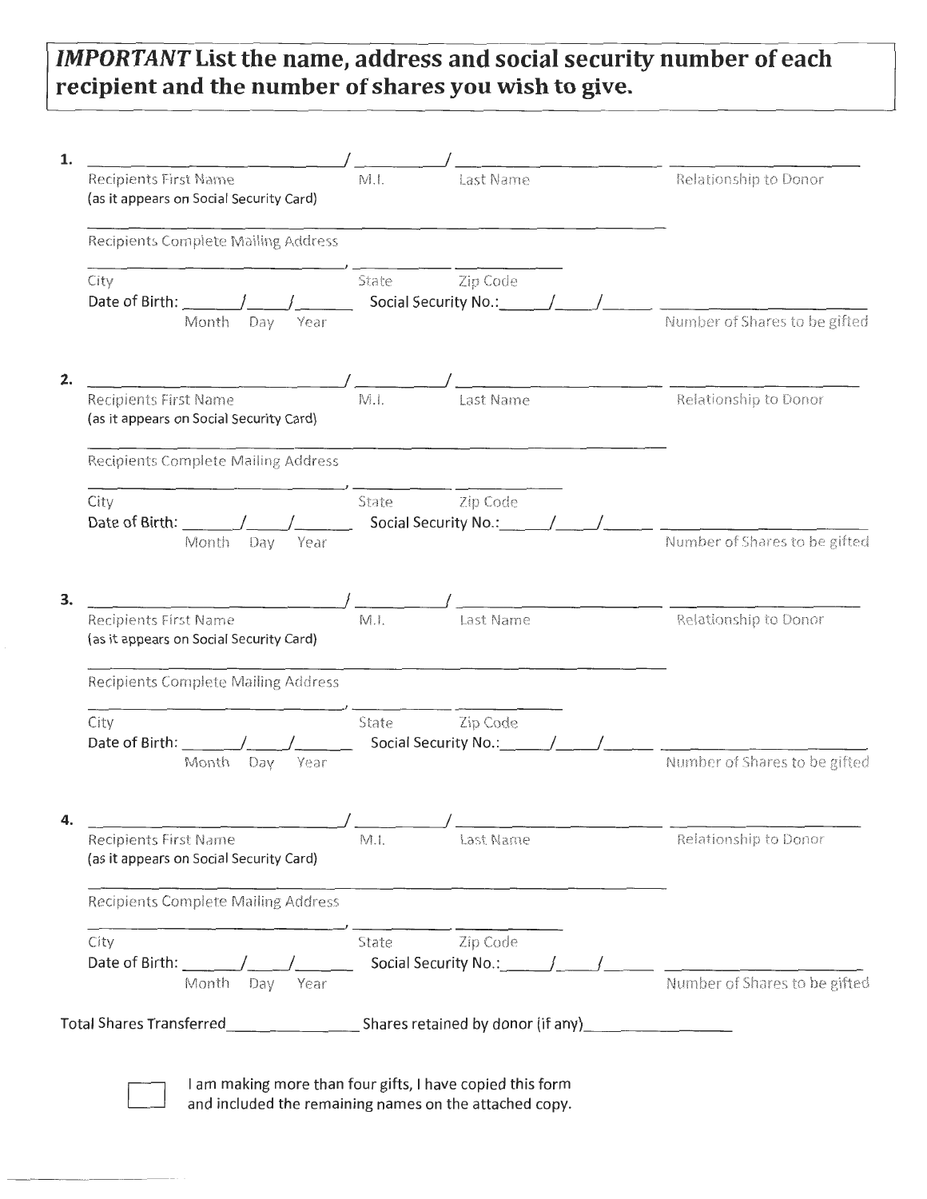***IMPORTANT* List the name, address and social security number of each recipient and the number of shares you wish to give.**

**1.** ______________________________ / __________ / ______________________ ______________________

Recipients First Name (as it appears on Social Security Card) M.I. Last Name Relationship to Donor

______________________________________________________________

Recipients Complete Mailing Address

______________________________, ____________ ____________

City State Zip Code

Date of Birth: ______/_____/______ Social Security No.:______/_____/_____ ______________________

Month Day Year Number of Shares to be gifted

**2.** ______________________________ / __________ / ______________________ ______________________

Recipients First Name (as it appears on Social Security Card) M.I. Last Name Relationship to Donor

______________________________________________________________

Recipients Complete Mailing Address

______________________________, ____________ ____________

City State Zip Code

Date of Birth: ______/_____/______ Social Security No.:______/_____/_____ ______________________

Month Day Year Number of Shares to be gifted

**3.** ______________________________ / __________ / ______________________ ______________________

Recipients First Name (as it appears on Social Security Card) M.I. Last Name Relationship to Donor

______________________________________________________________

Recipients Complete Mailing Address

______________________________, ____________ ____________

City State Zip Code

Date of Birth: ______/_____/______ Social Security No.:______/_____/_____ ______________________

Month Day Year Number of Shares to be gifted

**4.** ______________________________ / __________ / ______________________ ______________________

Recipients First Name (as it appears on Social Security Card) M.I. Last Name Relationship to Donor

______________________________________________________________

Recipients Complete Mailing Address

______________________________, ____________ ____________

City State Zip Code

Date of Birth: ______/_____/______ Social Security No.:______/_____/_____ ______________________

Month Day Year Number of Shares to be gifted

Total Shares Transferred_______________ Shares retained by donor (if any)_______________

☐ I am making more than four gifts, I have copied this form and included the remaining names on the attached copy.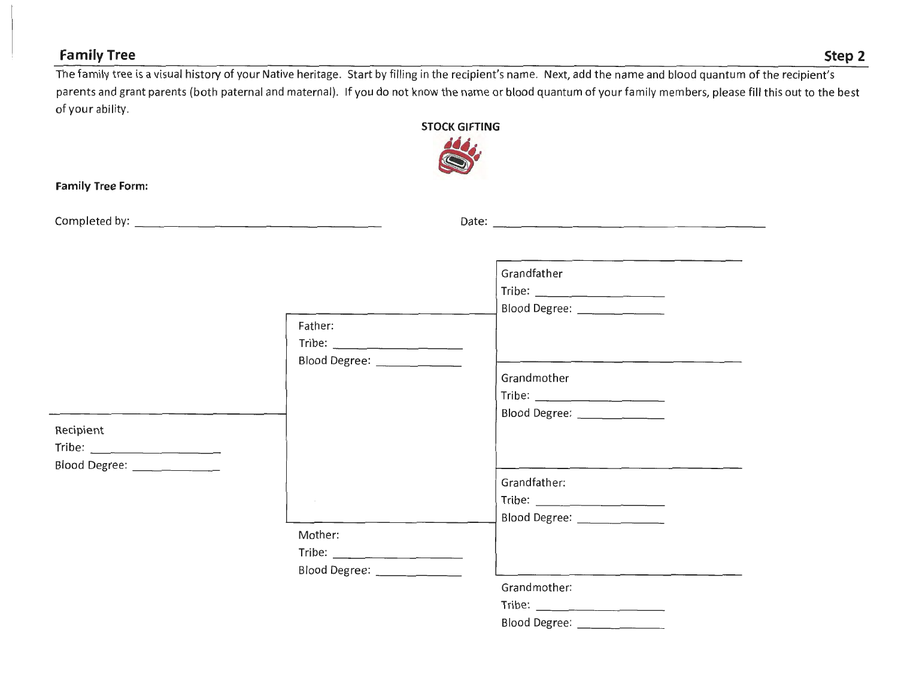## Family Tree

**Step 2**

The family tree is a visual history of your Native heritage. Start by filling in the recipient's name. Next, add the name and blood quantum of the recipient's parents and grant parents (both paternal and maternal). If you do not know the name or blood quantum of your family members, please fill this out to the best of your ability.

**STOCK GIFTING**

**Family Tree Form:**

Completed by: ______________________________ Date: ______________________________

Grandfather
Tribe: ____________________
Blood Degree: ______________

Father:
Tribe: ____________________
Blood Degree: ______________

Grandmother
Tribe: ____________________
Blood Degree: ______________

Recipient
Tribe: ____________________
Blood Degree: ______________

Grandfather:
Tribe: ____________________
Blood Degree: ______________

Mother:
Tribe: ____________________
Blood Degree: ______________

Grandmother:
Tribe: ____________________
Blood Degree: ______________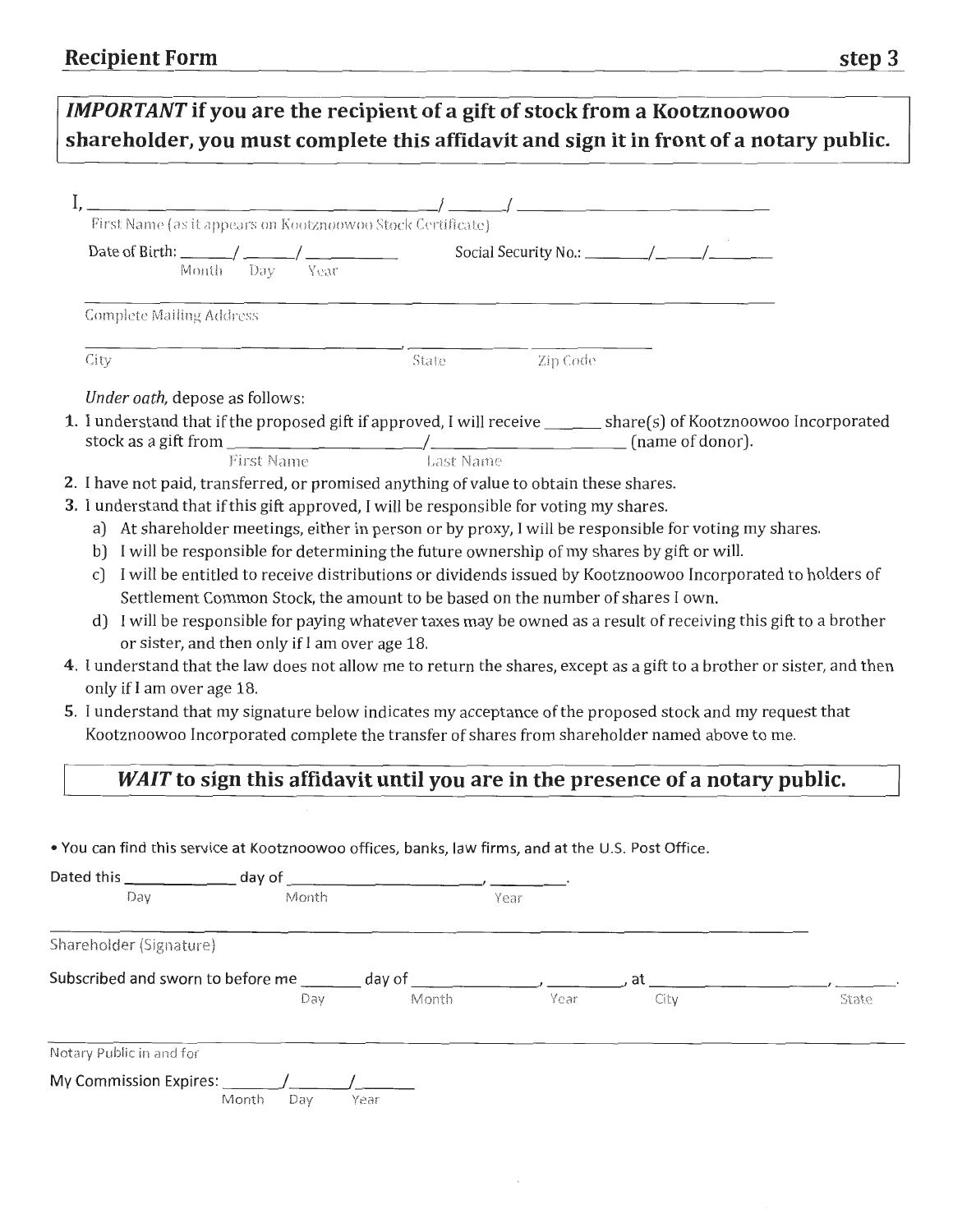## Recipient Form step 3

> ***IMPORTANT* if you are the recipient of a gift of stock from a Kootznoowoo shareholder, you must complete this affidavit and sign it in front of a notary public.**

I, ______________________________ / ______ / ______________________
First Name (as it appears on Kootznoowoo Stock Certificate)

Date of Birth: ______ / ______ / __________ Social Security No.: ________ / ______ / ________
Month Day Year

______________________________________________________________
Complete Mailing Address

______________________________, ______________ ______________
City State Zip Code

*Under oath,* depose as follows:

1. I understand that if the proposed gift if approved, I will receive ______ share(s) of Kootznoowoo Incorporated stock as a gift from ____________________ / ____________________ (name of donor).
   First Name Last Name
2. I have not paid, transferred, or promised anything of value to obtain these shares.
3. I understand that if this gift approved, I will be responsible for voting my shares.
   a) At shareholder meetings, either in person or by proxy, I will be responsible for voting my shares.
   b) I will be responsible for determining the future ownership of my shares by gift or will.
   c) I will be entitled to receive distributions or dividends issued by Kootznoowoo Incorporated to holders of Settlement Common Stock, the amount to be based on the number of shares I own.
   d) I will be responsible for paying whatever taxes may be owned as a result of receiving this gift to a brother or sister, and then only if I am over age 18.
4. I understand that the law does not allow me to return the shares, except as a gift to a brother or sister, and then only if I am over age 18.
5. I understand that my signature below indicates my acceptance of the proposed stock and my request that Kootznoowoo Incorporated complete the transfer of shares from shareholder named above to me.

> ***WAIT* to sign this affidavit until you are in the presence of a notary public.**

- You can find this service at Kootznoowoo offices, banks, law firms, and at the U.S. Post Office.

Dated this __________ day of ____________________, ________.
Day Month Year

______________________________________________________________
Shareholder (Signature)

Subscribed and sworn to before me ______ day of ______________, ________, at ____________________, ______.
Day Month Year City State

______________________________________________________________
Notary Public in and for

My Commission Expires: ______ / ______ / ______
Month Day Year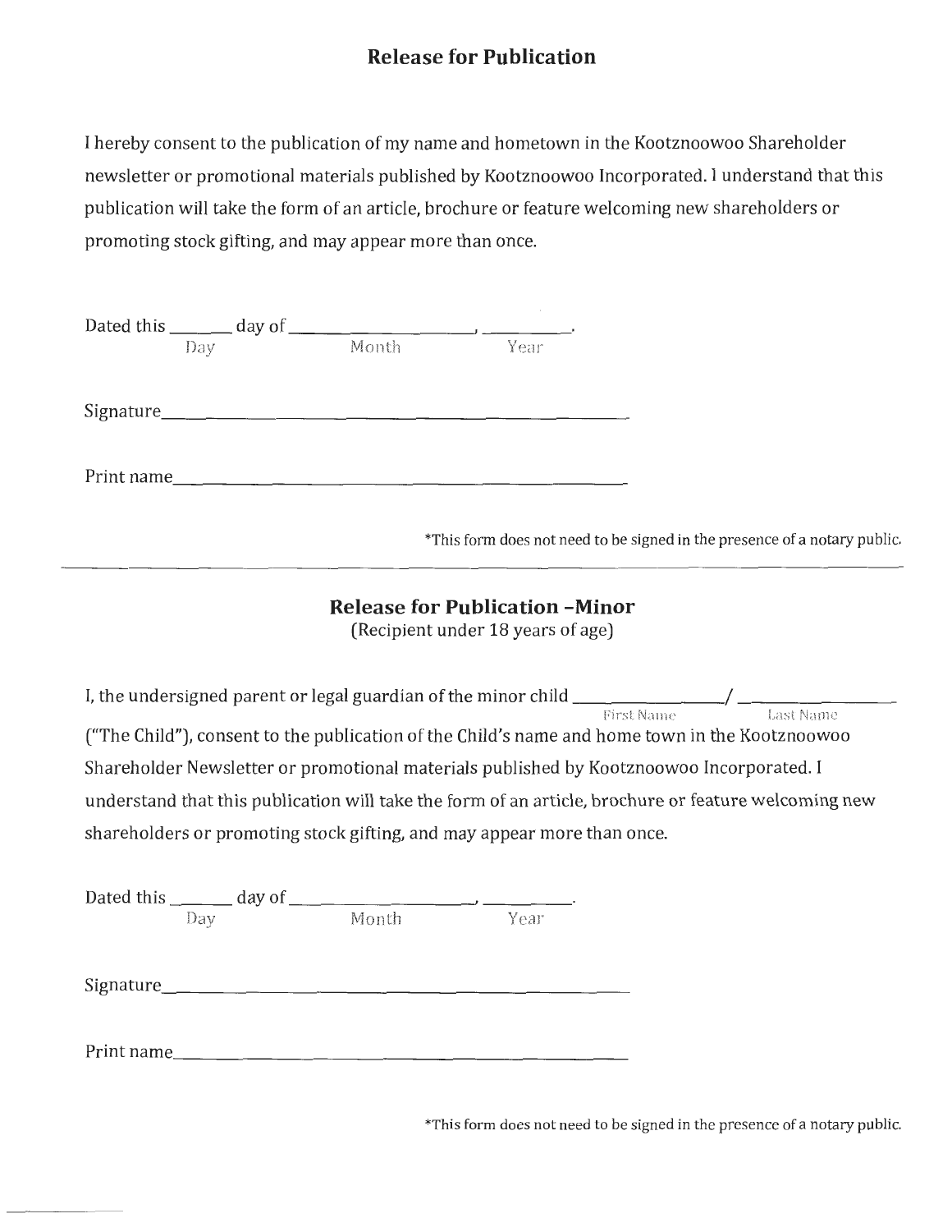## Release for Publication

I hereby consent to the publication of my name and hometown in the Kootznoowoo Shareholder newsletter or promotional materials published by Kootznoowoo Incorporated. I understand that this publication will take the form of an article, brochure or feature welcoming new shareholders or promoting stock gifting, and may appear more than once.

Dated this ______ day of ____________________, _________.
Day Month Year

Signature_____________________________________________

Print name____________________________________________

*This form does not need to be signed in the presence of a notary public.

---

## Release for Publication -Minor

(Recipient under 18 years of age)

I, the undersigned parent or legal guardian of the minor child ________________/ ________________
First Name Last Name
("The Child"), consent to the publication of the Child's name and home town in the Kootznoowoo Shareholder Newsletter or promotional materials published by Kootznoowoo Incorporated. I understand that this publication will take the form of an article, brochure or feature welcoming new shareholders or promoting stock gifting, and may appear more than once.

Dated this ______ day of ____________________, _________.
Day Month Year

Signature_____________________________________________

Print name____________________________________________

*This form does not need to be signed in the presence of a notary public.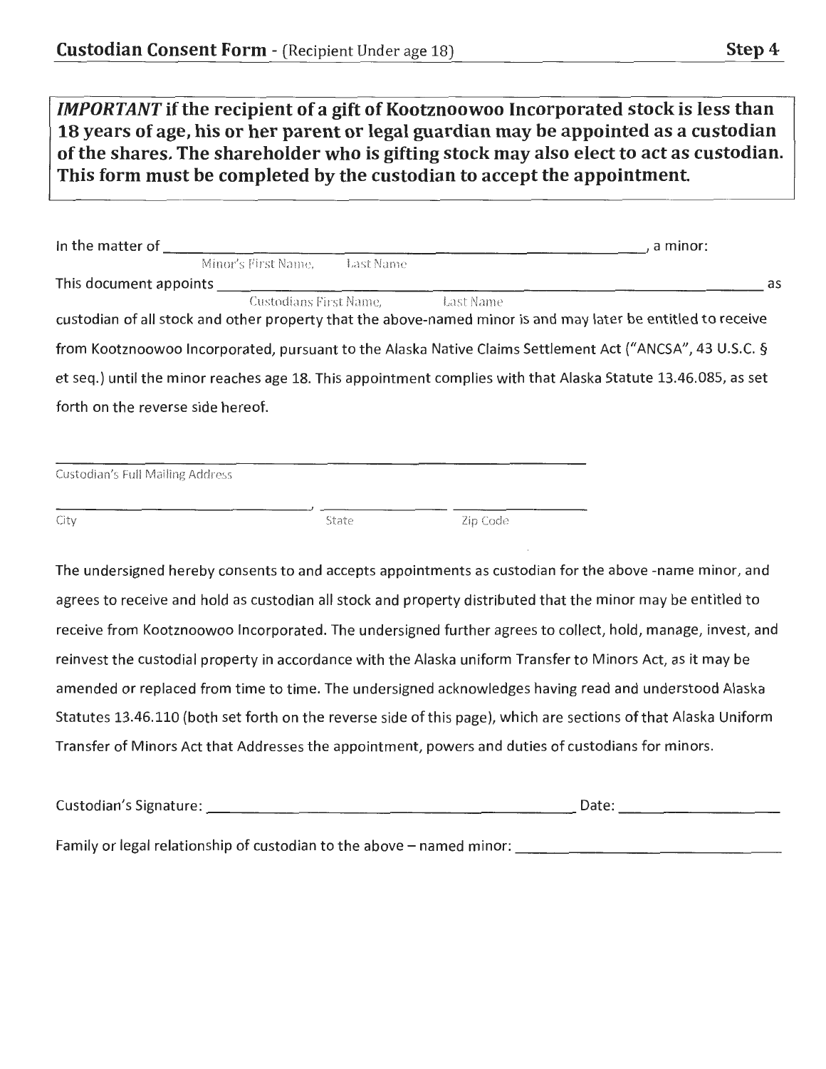## **Custodian Consent Form** - (Recipient Under age 18) **Step 4**

***IMPORTANT*** **if the recipient of a gift of Kootznoowoo Incorporated stock is less than 18 years of age, his or her parent or legal guardian may be appointed as a custodian of the shares. The shareholder who is gifting stock may also elect to act as custodian. This form must be completed by the custodian to accept the appointment.**

In the matter of ______________________________________________________________, a minor:
Minor's First Name, Last Name

This document appoints ______________________________________________________________ as
Custodians First Name, Last Name

custodian of all stock and other property that the above-named minor is and may later be entitled to receive from Kootznoowoo Incorporated, pursuant to the Alaska Native Claims Settlement Act ("ANCSA", 43 U.S.C. § et seq.) until the minor reaches age 18. This appointment complies with that Alaska Statute 13.46.085, as set forth on the reverse side hereof.

______________________________________________________________
Custodian's Full Mailing Address

______________________________, ______________ ______________
City State Zip Code

The undersigned hereby consents to and accepts appointments as custodian for the above -name minor, and agrees to receive and hold as custodian all stock and property distributed that the minor may be entitled to receive from Kootznoowoo Incorporated. The undersigned further agrees to collect, hold, manage, invest, and reinvest the custodial property in accordance with the Alaska uniform Transfer to Minors Act, as it may be amended or replaced from time to time. The undersigned acknowledges having read and understood Alaska Statutes 13.46.110 (both set forth on the reverse side of this page), which are sections of that Alaska Uniform Transfer of Minors Act that Addresses the appointment, powers and duties of custodians for minors.

Custodian's Signature: ______________________________________________ Date: ____________________

Family or legal relationship of custodian to the above – named minor: ________________________________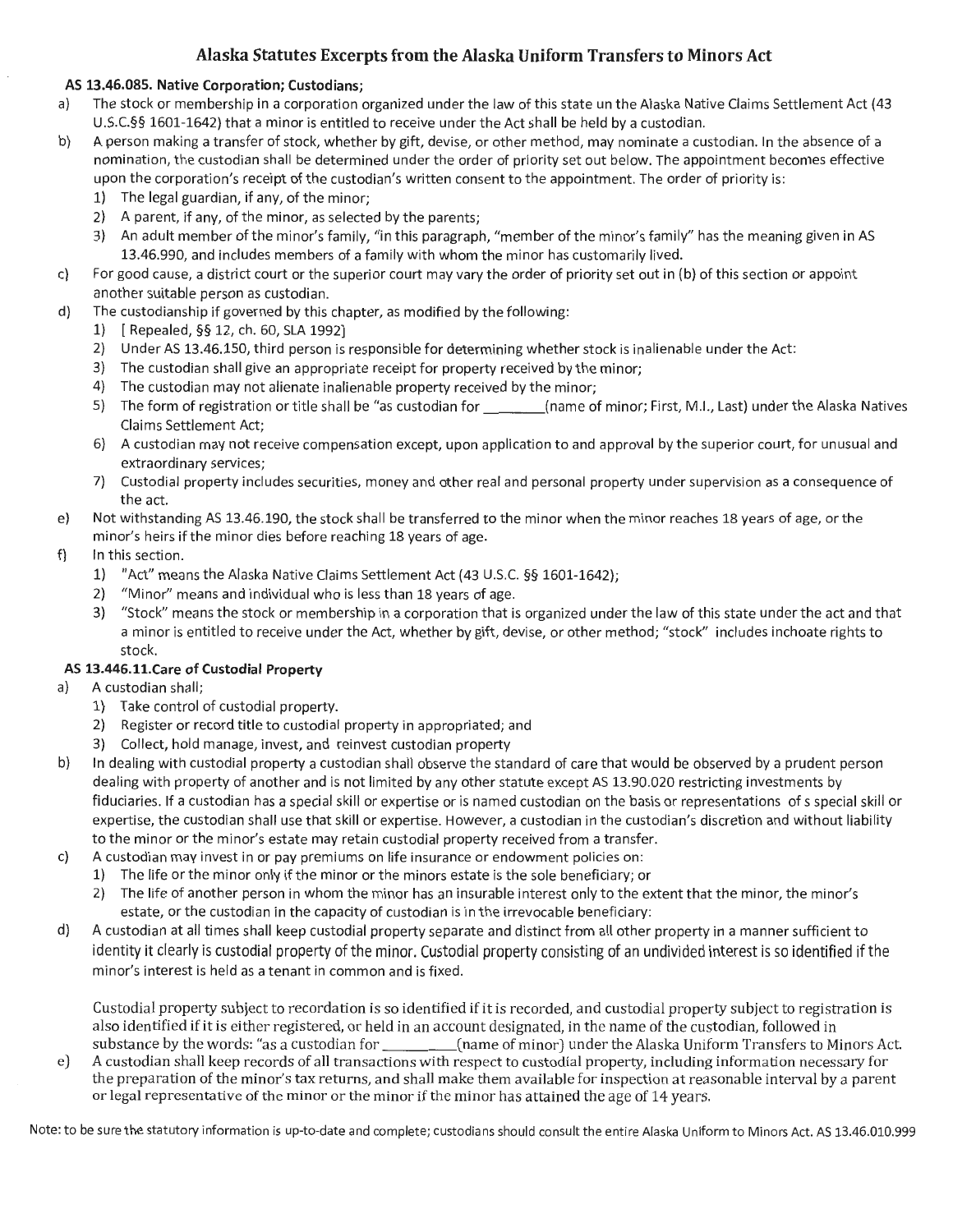# Alaska Statutes Excerpts from the Alaska Uniform Transfers to Minors Act

## AS 13.46.085. Native Corporation; Custodians;

a) The stock or membership in a corporation organized under the law of this state un the Alaska Native Claims Settlement Act (43 U.S.C.§§ 1601-1642) that a minor is entitled to receive under the Act shall be held by a custodian.

b) A person making a transfer of stock, whether by gift, devise, or other method, may nominate a custodian. In the absence of a nomination, the custodian shall be determined under the order of priority set out below. The appointment becomes effective upon the corporation's receipt of the custodian's written consent to the appointment. The order of priority is:
   1) The legal guardian, if any, of the minor;
   2) A parent, if any, of the minor, as selected by the parents;
   3) An adult member of the minor's family, "in this paragraph, "member of the minor's family" has the meaning given in AS 13.46.990, and includes members of a family with whom the minor has customarily lived.

c) For good cause, a district court or the superior court may vary the order of priority set out in (b) of this section or appoint another suitable person as custodian.

d) The custodianship if governed by this chapter, as modified by the following:
   1) [ Repealed, §§ 12, ch. 60, SLA 1992]
   2) Under AS 13.46.150, third person is responsible for determining whether stock is inalienable under the Act:
   3) The custodian shall give an appropriate receipt for property received by the minor;
   4) The custodian may not alienate inalienable property received by the minor;
   5) The form of registration or title shall be "as custodian for _______(name of minor; First, M.I., Last) under the Alaska Natives Claims Settlement Act;
   6) A custodian may not receive compensation except, upon application to and approval by the superior court, for unusual and extraordinary services;
   7) Custodial property includes securities, money and other real and personal property under supervision as a consequence of the act.

e) Not withstanding AS 13.46.190, the stock shall be transferred to the minor when the minor reaches 18 years of age, or the minor's heirs if the minor dies before reaching 18 years of age.

f) In this section.
   1) "Act" means the Alaska Native Claims Settlement Act (43 U.S.C. §§ 1601-1642);
   2) "Minor" means and individual who is less than 18 years of age.
   3) "Stock" means the stock or membership in a corporation that is organized under the law of this state under the act and that a minor is entitled to receive under the Act, whether by gift, devise, or other method; "stock" includes inchoate rights to stock.

## AS 13.446.11.Care of Custodial Property

a) A custodian shall;
   1) Take control of custodial property.
   2) Register or record title to custodial property in appropriated; and
   3) Collect, hold manage, invest, and reinvest custodian property

b) In dealing with custodial property a custodian shall observe the standard of care that would be observed by a prudent person dealing with property of another and is not limited by any other statute except AS 13.90.020 restricting investments by fiduciaries. If a custodian has a special skill or expertise or is named custodian on the basis or representations of s special skill or expertise, the custodian shall use that skill or expertise. However, a custodian in the custodian's discretion and without liability to the minor or the minor's estate may retain custodial property received from a transfer.

c) A custodian may invest in or pay premiums on life insurance or endowment policies on:
   1) The life or the minor only if the minor or the minors estate is the sole beneficiary; or
   2) The life of another person in whom the minor has an insurable interest only to the extent that the minor, the minor's estate, or the custodian in the capacity of custodian is in the irrevocable beneficiary:

d) A custodian at all times shall keep custodial property separate and distinct from all other property in a manner sufficient to identity it clearly is custodial property of the minor. Custodial property consisting of an undivided interest is so identified if the minor's interest is held as a tenant in common and is fixed.

   Custodial property subject to recordation is so identified if it is recorded, and custodial property subject to registration is also identified if it is either registered, or held in an account designated, in the name of the custodian, followed in substance by the words: "as a custodian for __________(name of minor) under the Alaska Uniform Transfers to Minors Act.

e) A custodian shall keep records of all transactions with respect to custodial property, including information necessary for the preparation of the minor's tax returns, and shall make them available for inspection at reasonable interval by a parent or legal representative of the minor or the minor if the minor has attained the age of 14 years.

Note: to be sure the statutory information is up-to-date and complete; custodians should consult the entire Alaska Uniform to Minors Act. AS 13.46.010.999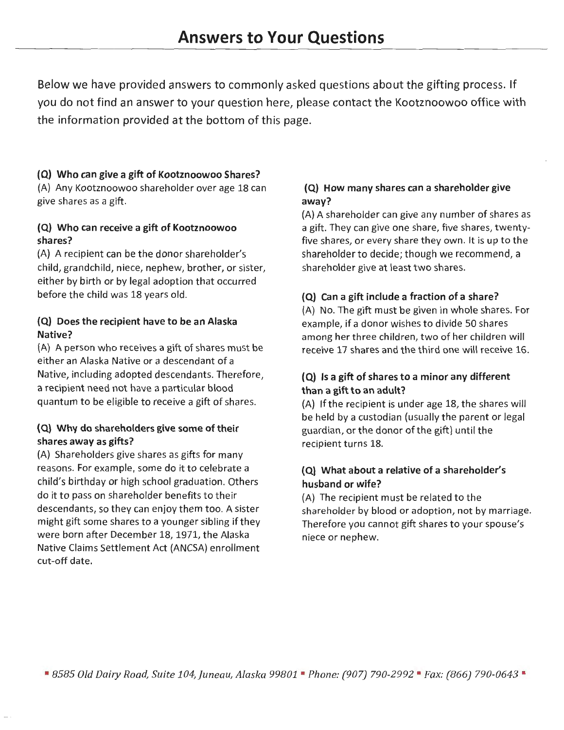# Answers to Your Questions

Below we have provided answers to commonly asked questions about the gifting process. If you do not find an answer to your question here, please contact the Kootznoowoo office with the information provided at the bottom of this page.

**(Q) Who can give a gift of Kootznoowoo Shares?**

(A) Any Kootznoowoo shareholder over age 18 can give shares as a gift.

**(Q) Who can receive a gift of Kootznoowoo shares?**

(A) A recipient can be the donor shareholder's child, grandchild, niece, nephew, brother, or sister, either by birth or by legal adoption that occurred before the child was 18 years old.

**(Q) Does the recipient have to be an Alaska Native?**

(A) A person who receives a gift of shares must be either an Alaska Native or a descendant of a Native, including adopted descendants. Therefore, a recipient need not have a particular blood quantum to be eligible to receive a gift of shares.

**(Q) Why do shareholders give some of their shares away as gifts?**

(A) Shareholders give shares as gifts for many reasons. For example, some do it to celebrate a child's birthday or high school graduation. Others do it to pass on shareholder benefits to their descendants, so they can enjoy them too. A sister might gift some shares to a younger sibling if they were born after December 18, 1971, the Alaska Native Claims Settlement Act (ANCSA) enrollment cut-off date.

**(Q) How many shares can a shareholder give away?**

(A) A shareholder can give any number of shares as a gift. They can give one share, five shares, twenty-five shares, or every share they own. It is up to the shareholder to decide; though we recommend, a shareholder give at least two shares.

**(Q) Can a gift include a fraction of a share?**

(A) No. The gift must be given in whole shares. For example, if a donor wishes to divide 50 shares among her three children, two of her children will receive 17 shares and the third one will receive 16.

**(Q) Is a gift of shares to a minor any different than a gift to an adult?**

(A) If the recipient is under age 18, the shares will be held by a custodian (usually the parent or legal guardian, or the donor of the gift) until the recipient turns 18.

**(Q) What about a relative of a shareholder's husband or wife?**

(A) The recipient must be related to the shareholder by blood or adoption, not by marriage. Therefore you cannot gift shares to your spouse's niece or nephew.

*8585 Old Dairy Road, Suite 104, Juneau, Alaska 99801 ▪ Phone: (907) 790-2992 ▪ Fax: (866) 790-0643*